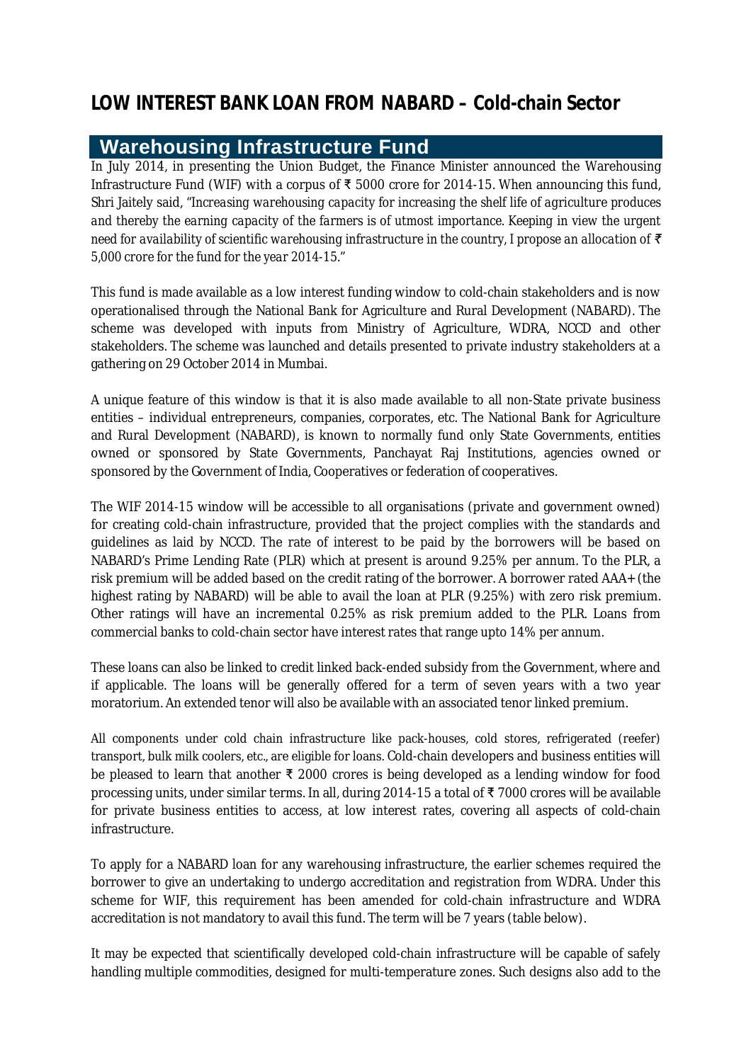# LOW INTEREST BANK LOAN FROM NABARD – Cold-chain Sector

## Warehousing Infrastructure Fund

In July 2014, in presenting the Union Budget, the Finance Minister announced the Warehousing Infrastructure Fund (WIF) with a corpus of ₹ 5000 crore for 2014-15. When announcing this fund, Shri Jaitely said, "*Increasing warehousing capacity for increasing the shelf life of agriculture produces and thereby the earning capacity of the farmers is of utmost importance. Keeping in view the urgent need for availability of scientific warehousing infrastructure in the country, I propose an allocation of ₹ 5,000 crore for the fund for the year 2014-15.*"

This fund is made available as a low interest funding window to cold-chain stakeholders and is now operationalised through the National Bank for Agriculture and Rural Development (NABARD). The scheme was developed with inputs from Ministry of Agriculture, WDRA, NCCD and other stakeholders. The scheme was launched and details presented to private industry stakeholders at a gathering on 29 October 2014 in Mumbai.

A unique feature of this window is that it is also made available to all non-State private business entities – individual entrepreneurs, companies, corporates, etc. The National Bank for Agriculture and Rural Development (NABARD), is known to normally fund only State Governments, entities owned or sponsored by State Governments, Panchayat Raj Institutions, agencies owned or sponsored by the Government of India, Cooperatives or federation of cooperatives.

The WIF 2014-15 window will be accessible to all organisations (private and government owned) for creating cold-chain infrastructure, provided that the project complies with the standards and guidelines as laid by NCCD. The rate of interest to be paid by the borrowers will be based on NABARD's Prime Lending Rate (PLR) which at present is around 9.25% per annum. To the PLR, a risk premium will be added based on the credit rating of the borrower. A borrower rated AAA+ (the highest rating by NABARD) will be able to avail the loan at PLR (9.25%) with zero risk premium. Other ratings will have an incremental 0.25% as risk premium added to the PLR. Loans from commercial banks to cold-chain sector have interest rates that range upto 14% per annum.

These loans can also be linked to credit linked back-ended subsidy from the Government, where and if applicable. The loans will be generally offered for a term of seven years with a two year moratorium. An extended tenor will also be available with an associated tenor linked premium.

All components under cold chain infrastructure like pack-houses, cold stores, refrigerated (reefer) transport, bulk milk coolers, etc., are eligible for loans. Cold-chain developers and business entities will be pleased to learn that another ₹ 2000 crores is being developed as a lending window for food processing units, under similar terms. In all, during 2014-15 a total of ₹ 7000 crores will be available for private business entities to access, at low interest rates, covering all aspects of cold-chain infrastructure.

To apply for a NABARD loan for any warehousing infrastructure, the earlier schemes required the borrower to give an undertaking to undergo accreditation and registration from WDRA. Under this scheme for WIF, this requirement has been amended for cold-chain infrastructure and WDRA accreditation is not mandatory to avail this fund. The term will be 7 years (table below).

It may be expected that scientifically developed cold-chain infrastructure will be capable of safely handling multiple commodities, designed for multi-temperature zones. Such designs also add to the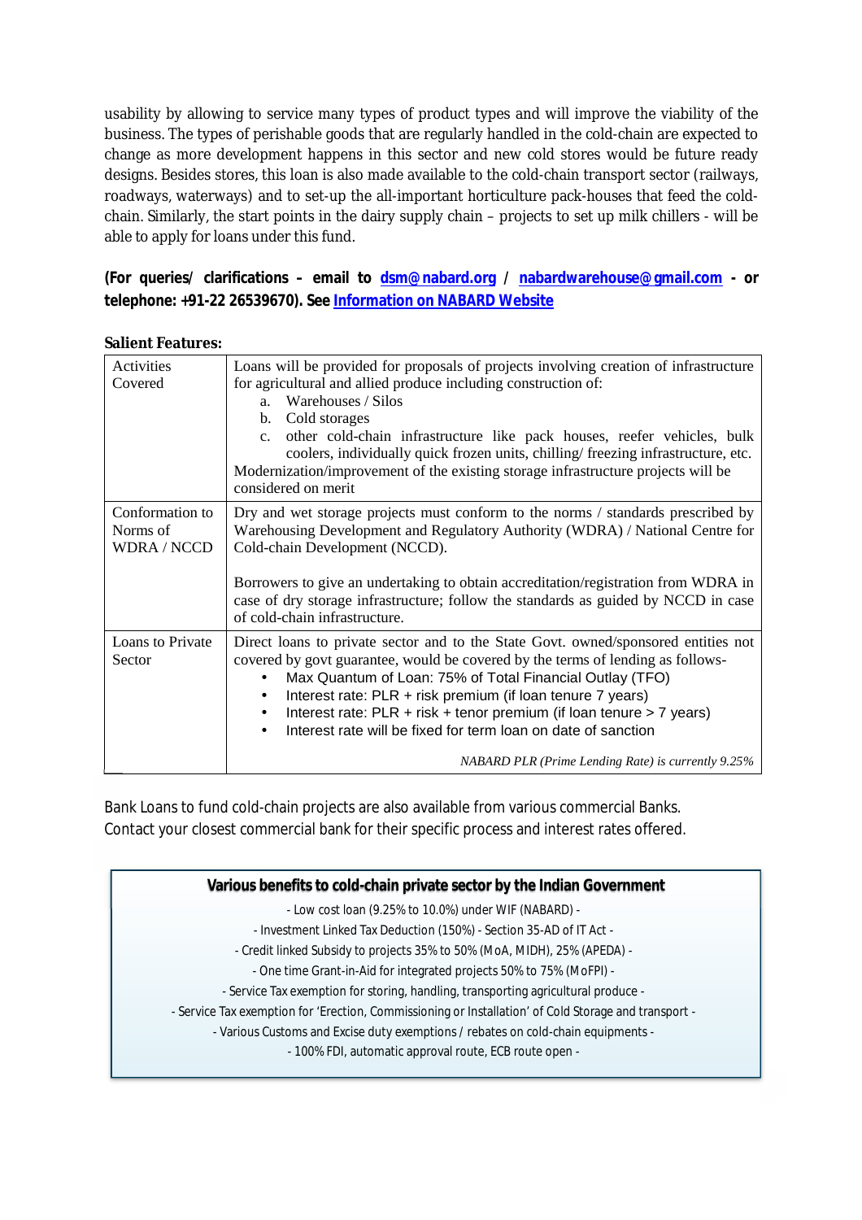usability by allowing to service many types of product types and will improve the viability of the business. The types of perishable goods that are regularly handled in the cold-chain are expected to change as more development happens in this sector and new cold stores would be future ready designs. Besides stores, this loan is also made available to the cold-chain transport sector (railways, roadways, waterways) and to set-up the all-important horticulture pack-houses that feed the cold-chain. Similarly, the start points in the dairy supply chain – projects to set up milk chillers - will be able to apply for loans under this fund.

**(For queries/ clarifications – email to [dsm@nabard.org](mailto:dsm@nabard.org) / [nabardwarehouse@gmail.com](mailto:nabardwarehouse@gmail.com) - or telephone: +91-22 26539670). See [Information on NABARD Website]()**

**Salient Features:**

| | |
|---|---|
| Activities Covered | Loans will be provided for proposals of projects involving creation of infrastructure for agricultural and allied produce including construction of:<br>a. Warehouses / Silos<br>b. Cold storages<br>c. other cold-chain infrastructure like pack houses, reefer vehicles, bulk coolers, individually quick frozen units, chilling/ freezing infrastructure, etc.<br>Modernization/improvement of the existing storage infrastructure projects will be considered on merit |
| Conformation to Norms of WDRA / NCCD | Dry and wet storage projects must conform to the norms / standards prescribed by Warehousing Development and Regulatory Authority (WDRA) / National Centre for Cold-chain Development (NCCD).<br><br>Borrowers to give an undertaking to obtain accreditation/registration from WDRA in case of dry storage infrastructure; follow the standards as guided by NCCD in case of cold-chain infrastructure. |
| Loans to Private Sector | Direct loans to private sector and to the State Govt. owned/sponsored entities not covered by govt guarantee, would be covered by the terms of lending as follows-<br>• Max Quantum of Loan: 75% of Total Financial Outlay (TFO)<br>• Interest rate: PLR + risk premium (if loan tenure 7 years)<br>• Interest rate: PLR + risk + tenor premium (if loan tenure > 7 years)<br>• Interest rate will be fixed for term loan on date of sanction<br><br>*NABARD PLR (Prime Lending Rate) is currently 9.25%* |

Bank Loans to fund cold-chain projects are also available from various commercial Banks. Contact your closest commercial bank for their specific process and interest rates offered.

**Various benefits to cold-chain private sector by the Indian Government**

- Low cost loan (9.25% to 10.0%) under WIF (NABARD) -

- Investment Linked Tax Deduction (150%) - Section 35-AD of IT Act -

- Credit linked Subsidy to projects 35% to 50% (MoA, MIDH), 25% (APEDA) -

- One time Grant-in-Aid for integrated projects 50% to 75% (MoFPI) -

- Service Tax exemption for storing, handling, transporting agricultural produce -

- Service Tax exemption for 'Erection, Commissioning or Installation' of Cold Storage and transport -

- Various Customs and Excise duty exemptions / rebates on cold-chain equipments -

- 100% FDI, automatic approval route, ECB route open -